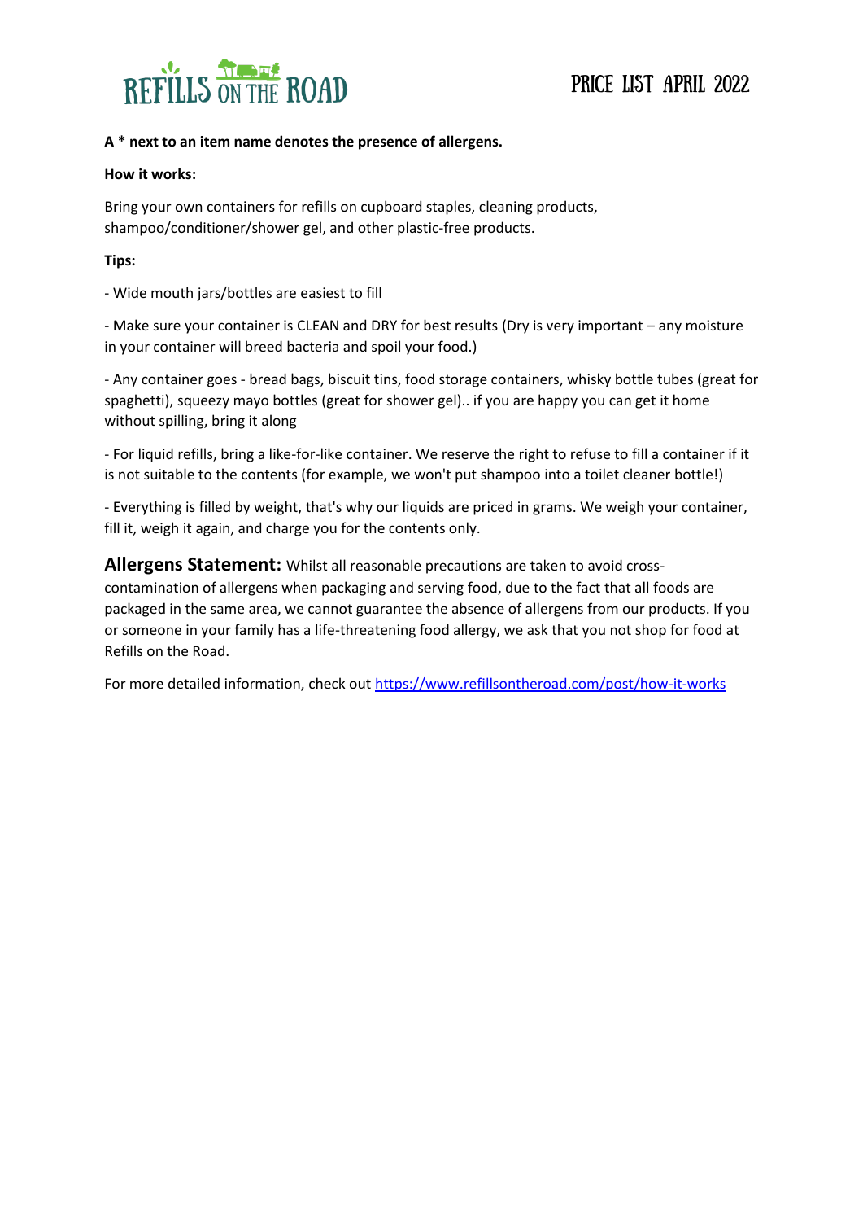# REFILLS ON THE ROAD

## PRICE LIST APRIL 2022

**A * next to an item name denotes the presence of allergens.**

**How it works:**

Bring your own containers for refills on cupboard staples, cleaning products, shampoo/conditioner/shower gel, and other plastic-free products.

**Tips:**

- Wide mouth jars/bottles are easiest to fill

- Make sure your container is CLEAN and DRY for best results (Dry is very important – any moisture in your container will breed bacteria and spoil your food.)

- Any container goes - bread bags, biscuit tins, food storage containers, whisky bottle tubes (great for spaghetti), squeezy mayo bottles (great for shower gel).. if you are happy you can get it home without spilling, bring it along

- For liquid refills, bring a like-for-like container. We reserve the right to refuse to fill a container if it is not suitable to the contents (for example, we won't put shampoo into a toilet cleaner bottle!)

- Everything is filled by weight, that's why our liquids are priced in grams. We weigh your container, fill it, weigh it again, and charge you for the contents only.

**Allergens Statement:** Whilst all reasonable precautions are taken to avoid cross-contamination of allergens when packaging and serving food, due to the fact that all foods are packaged in the same area, we cannot guarantee the absence of allergens from our products. If you or someone in your family has a life-threatening food allergy, we ask that you not shop for food at Refills on the Road.

For more detailed information, check out [https://www.refillsontheroad.com/post/how-it-works](https://www.refillsontheroad.com/post/how-it-works)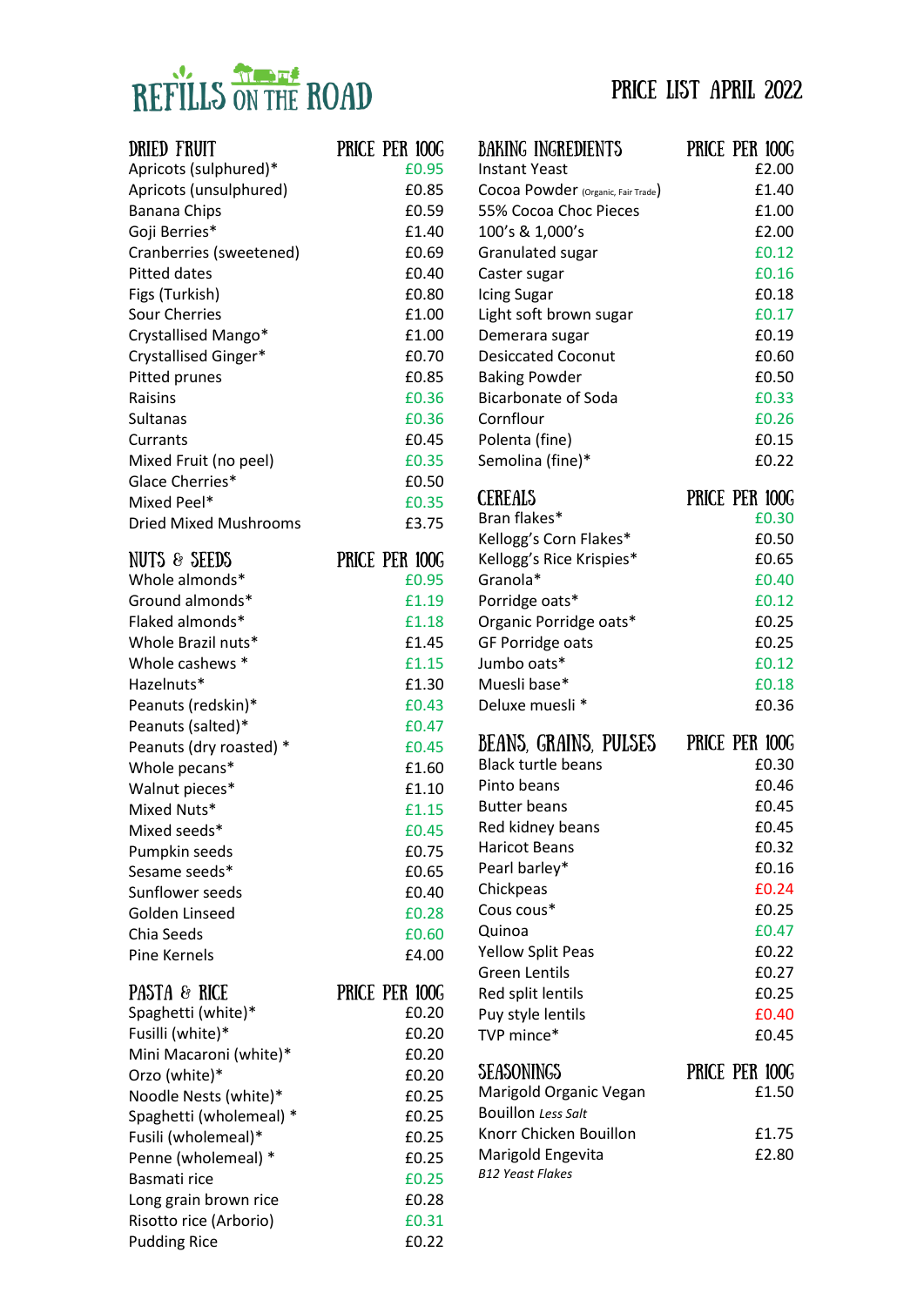# REFILLS ON THE ROAD

## PRICE LIST APRIL 2022

| DRIED FRUIT | PRICE PER 100G |
|---|---|
| Apricots (sulphured)* | £0.95 |
| Apricots (unsulphured) | £0.85 |
| Banana Chips | £0.59 |
| Goji Berries* | £1.40 |
| Cranberries (sweetened) | £0.69 |
| Pitted dates | £0.40 |
| Figs (Turkish) | £0.80 |
| Sour Cherries | £1.00 |
| Crystallised Mango* | £1.00 |
| Crystallised Ginger* | £0.70 |
| Pitted prunes | £0.85 |
| Raisins | £0.36 |
| Sultanas | £0.36 |
| Currants | £0.45 |
| Mixed Fruit (no peel) | £0.35 |
| Glace Cherries* | £0.50 |
| Mixed Peel* | £0.35 |
| Dried Mixed Mushrooms | £3.75 |

| NUTS & SEEDS | PRICE PER 100G |
|---|---|
| Whole almonds* | £0.95 |
| Ground almonds* | £1.19 |
| Flaked almonds* | £1.18 |
| Whole Brazil nuts* | £1.45 |
| Whole cashews * | £1.15 |
| Hazelnuts* | £1.30 |
| Peanuts (redskin)* | £0.43 |
| Peanuts (salted)* | £0.47 |
| Peanuts (dry roasted) * | £0.45 |
| Whole pecans* | £1.60 |
| Walnut pieces* | £1.10 |
| Mixed Nuts* | £1.15 |
| Mixed seeds* | £0.45 |
| Pumpkin seeds | £0.75 |
| Sesame seeds* | £0.65 |
| Sunflower seeds | £0.40 |
| Golden Linseed | £0.28 |
| Chia Seeds | £0.60 |
| Pine Kernels | £4.00 |

| PASTA & RICE | PRICE PER 100G |
|---|---|
| Spaghetti (white)* | £0.20 |
| Fusilli (white)* | £0.20 |
| Mini Macaroni (white)* | £0.20 |
| Orzo (white)* | £0.20 |
| Noodle Nests (white)* | £0.25 |
| Spaghetti (wholemeal) * | £0.25 |
| Fusili (wholemeal)* | £0.25 |
| Penne (wholemeal) * | £0.25 |
| Basmati rice | £0.25 |
| Long grain brown rice | £0.28 |
| Risotto rice (Arborio) | £0.31 |
| Pudding Rice | £0.22 |

| BAKING INGREDIENTS | PRICE PER 100G |
|---|---|
| Instant Yeast | £2.00 |
| Cocoa Powder (Organic, Fair Trade) | £1.40 |
| 55% Cocoa Choc Pieces | £1.00 |
| 100's & 1,000's | £2.00 |
| Granulated sugar | £0.12 |
| Caster sugar | £0.16 |
| Icing Sugar | £0.18 |
| Light soft brown sugar | £0.17 |
| Demerara sugar | £0.19 |
| Desiccated Coconut | £0.60 |
| Baking Powder | £0.50 |
| Bicarbonate of Soda | £0.33 |
| Cornflour | £0.26 |
| Polenta (fine) | £0.15 |
| Semolina (fine)* | £0.22 |

| CEREALS | PRICE PER 100G |
|---|---|
| Bran flakes* | £0.30 |
| Kellogg's Corn Flakes* | £0.50 |
| Kellogg's Rice Krispies* | £0.65 |
| Granola* | £0.40 |
| Porridge oats* | £0.12 |
| Organic Porridge oats* | £0.25 |
| GF Porridge oats | £0.25 |
| Jumbo oats* | £0.12 |
| Muesli base* | £0.18 |
| Deluxe muesli * | £0.36 |

| BEANS, GRAINS, PULSES | PRICE PER 100G |
|---|---|
| Black turtle beans | £0.30 |
| Pinto beans | £0.46 |
| Butter beans | £0.45 |
| Red kidney beans | £0.45 |
| Haricot Beans | £0.32 |
| Pearl barley* | £0.16 |
| Chickpeas | £0.24 |
| Cous cous* | £0.25 |
| Quinoa | £0.47 |
| Yellow Split Peas | £0.22 |
| Green Lentils | £0.27 |
| Red split lentils | £0.25 |
| Puy style lentils | £0.40 |
| TVP mince* | £0.45 |

| SEASONINGS | PRICE PER 100G |
|---|---|
| Marigold Organic Vegan Bouillon *Less Salt* | £1.50 |
| Knorr Chicken Bouillon | £1.75 |
| Marigold Engevita *B12 Yeast Flakes* | £2.80 |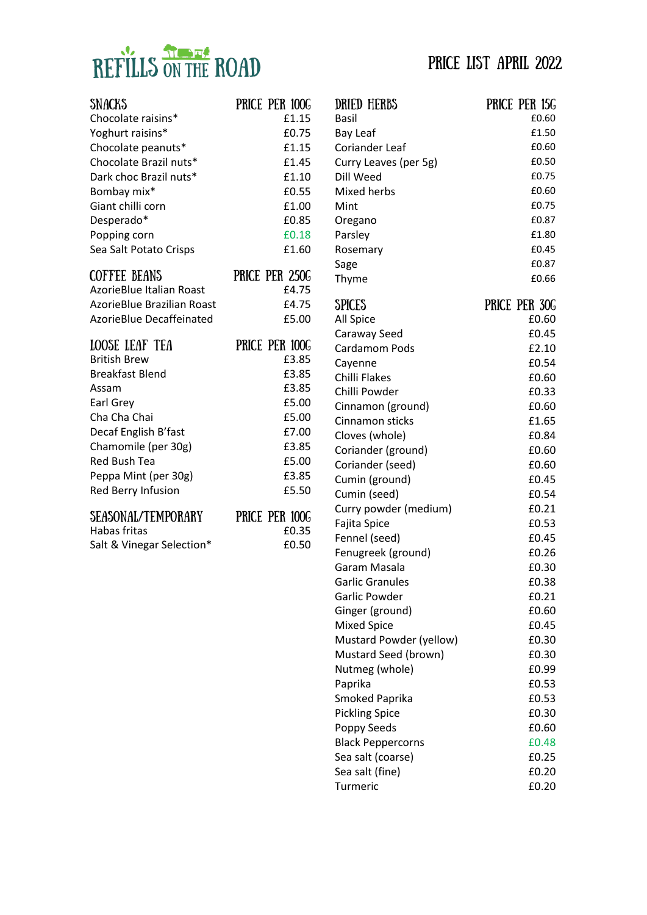# REFILLS ON THE ROAD

## PRICE LIST APRIL 2022

| SNACKS | PRICE PER 100G |
|---|---|
| Chocolate raisins* | £1.15 |
| Yoghurt raisins* | £0.75 |
| Chocolate peanuts* | £1.15 |
| Chocolate Brazil nuts* | £1.45 |
| Dark choc Brazil nuts* | £1.10 |
| Bombay mix* | £0.55 |
| Giant chilli corn | £1.00 |
| Desperado* | £0.85 |
| Popping corn | £0.18 |
| Sea Salt Potato Crisps | £1.60 |

| COFFEE BEANS | PRICE PER 250G |
|---|---|
| AzorieBlue Italian Roast | £4.75 |
| AzorieBlue Brazilian Roast | £4.75 |
| AzorieBlue Decaffeinated | £5.00 |

| LOOSE LEAF TEA | PRICE PER 100G |
|---|---|
| British Brew | £3.85 |
| Breakfast Blend | £3.85 |
| Assam | £3.85 |
| Earl Grey | £5.00 |
| Cha Cha Chai | £5.00 |
| Decaf English B'fast | £7.00 |
| Chamomile (per 30g) | £3.85 |
| Red Bush Tea | £5.00 |
| Peppa Mint (per 30g) | £3.85 |
| Red Berry Infusion | £5.50 |

| SEASONAL/TEMPORARY | PRICE PER 100G |
|---|---|
| Habas fritas | £0.35 |
| Salt & Vinegar Selection* | £0.50 |

| DRIED HERBS | PRICE PER 15G |
|---|---|
| Basil | £0.60 |
| Bay Leaf | £1.50 |
| Coriander Leaf | £0.60 |
| Curry Leaves (per 5g) | £0.50 |
| Dill Weed | £0.75 |
| Mixed herbs | £0.60 |
| Mint | £0.75 |
| Oregano | £0.87 |
| Parsley | £1.80 |
| Rosemary | £0.45 |
| Sage | £0.87 |
| Thyme | £0.66 |

| SPICES | PRICE PER 30G |
|---|---|
| All Spice | £0.60 |
| Caraway Seed | £0.45 |
| Cardamom Pods | £2.10 |
| Cayenne | £0.54 |
| Chilli Flakes | £0.60 |
| Chilli Powder | £0.33 |
| Cinnamon (ground) | £0.60 |
| Cinnamon sticks | £1.65 |
| Cloves (whole) | £0.84 |
| Coriander (ground) | £0.60 |
| Coriander (seed) | £0.60 |
| Cumin (ground) | £0.45 |
| Cumin (seed) | £0.54 |
| Curry powder (medium) | £0.21 |
| Fajita Spice | £0.53 |
| Fennel (seed) | £0.45 |
| Fenugreek (ground) | £0.26 |
| Garam Masala | £0.30 |
| Garlic Granules | £0.38 |
| Garlic Powder | £0.21 |
| Ginger (ground) | £0.60 |
| Mixed Spice | £0.45 |
| Mustard Powder (yellow) | £0.30 |
| Mustard Seed (brown) | £0.30 |
| Nutmeg (whole) | £0.99 |
| Paprika | £0.53 |
| Smoked Paprika | £0.53 |
| Pickling Spice | £0.30 |
| Poppy Seeds | £0.60 |
| Black Peppercorns | £0.48 |
| Sea salt (coarse) | £0.25 |
| Sea salt (fine) | £0.20 |
| Turmeric | £0.20 |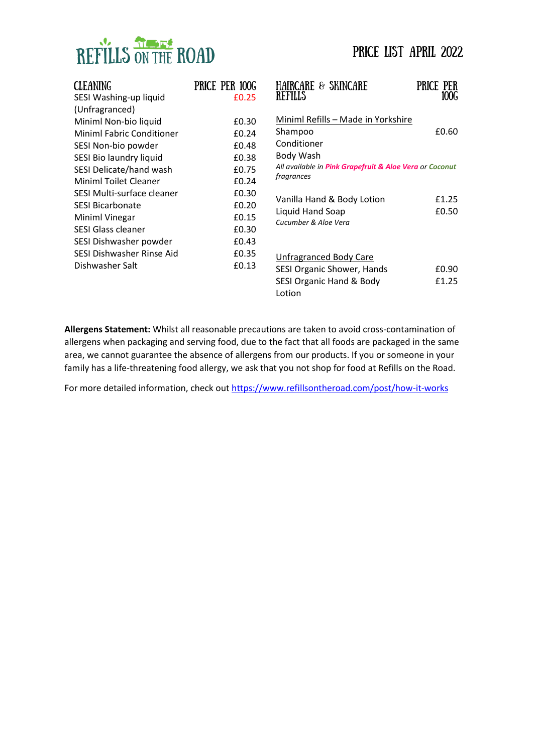# REFILLS ON THE ROAD

## PRICE LIST APRIL 2022

| CLEANING | PRICE PER 100G |
|---|---|
| SESI Washing-up liquid (Unfragranced) | £0.25 |
| Miniml Non-bio liquid | £0.30 |
| Miniml Fabric Conditioner | £0.24 |
| SESI Non-bio powder | £0.48 |
| SESI Bio laundry liquid | £0.38 |
| SESI Delicate/hand wash | £0.75 |
| Miniml Toilet Cleaner | £0.24 |
| SESI Multi-surface cleaner | £0.30 |
| SESI Bicarbonate | £0.20 |
| Miniml Vinegar | £0.15 |
| SESI Glass cleaner | £0.30 |
| SESI Dishwasher powder | £0.43 |
| SESI Dishwasher Rinse Aid | £0.35 |
| Dishwasher Salt | £0.13 |

| HAIRCARE & SKINCARE REFILLS | PRICE PER 100G |
|---|---|
| Miniml Refills – Made in Yorkshire | |
| Shampoo | £0.60 |
| Conditioner | |
| Body Wash | |
| *All available in* ***Pink Grapefruit & Aloe Vera*** *or* ***Coconut*** *fragrances* | |
| Vanilla Hand & Body Lotion | £1.25 |
| Liquid Hand Soap *Cucumber & Aloe Vera* | £0.50 |
| Unfragranced Body Care | |
| SESI Organic Shower, Hands | £0.90 |
| SESI Organic Hand & Body Lotion | £1.25 |

**Allergens Statement:** Whilst all reasonable precautions are taken to avoid cross-contamination of allergens when packaging and serving food, due to the fact that all foods are packaged in the same area, we cannot guarantee the absence of allergens from our products. If you or someone in your family has a life-threatening food allergy, we ask that you not shop for food at Refills on the Road.

For more detailed information, check out https://www.refillsontheroad.com/post/how-it-works